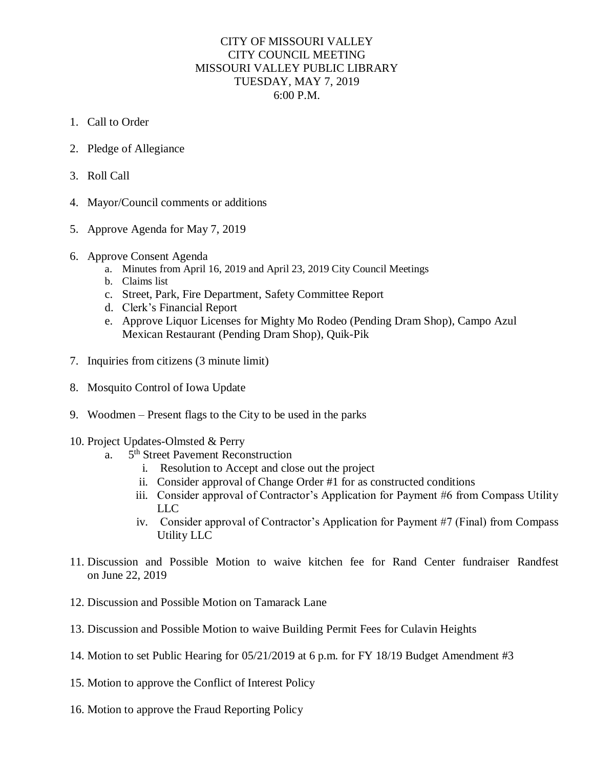# CITY OF MISSOURI VALLEY
## CITY COUNCIL MEETING
## MISSOURI VALLEY PUBLIC LIBRARY
## TUESDAY, MAY 7, 2019
## 6:00 P.M.

1. Call to Order

2. Pledge of Allegiance

3. Roll Call

4. Mayor/Council comments or additions

5. Approve Agenda for May 7, 2019

6. Approve Consent Agenda
   a. Minutes from April 16, 2019 and April 23, 2019 City Council Meetings
   b. Claims list
   c. Street, Park, Fire Department, Safety Committee Report
   d. Clerk's Financial Report
   e. Approve Liquor Licenses for Mighty Mo Rodeo (Pending Dram Shop), Campo Azul Mexican Restaurant (Pending Dram Shop), Quik-Pik

7. Inquiries from citizens (3 minute limit)

8. Mosquito Control of Iowa Update

9. Woodmen – Present flags to the City to be used in the parks

10. Project Updates-Olmsted & Perry
    a. 5th Street Pavement Reconstruction
       i. Resolution to Accept and close out the project
       ii. Consider approval of Change Order #1 for as constructed conditions
       iii. Consider approval of Contractor's Application for Payment #6 from Compass Utility LLC
       iv. Consider approval of Contractor's Application for Payment #7 (Final) from Compass Utility LLC

11. Discussion and Possible Motion to waive kitchen fee for Rand Center fundraiser Randfest on June 22, 2019

12. Discussion and Possible Motion on Tamarack Lane

13. Discussion and Possible Motion to waive Building Permit Fees for Culavin Heights

14. Motion to set Public Hearing for 05/21/2019 at 6 p.m. for FY 18/19 Budget Amendment #3

15. Motion to approve the Conflict of Interest Policy

16. Motion to approve the Fraud Reporting Policy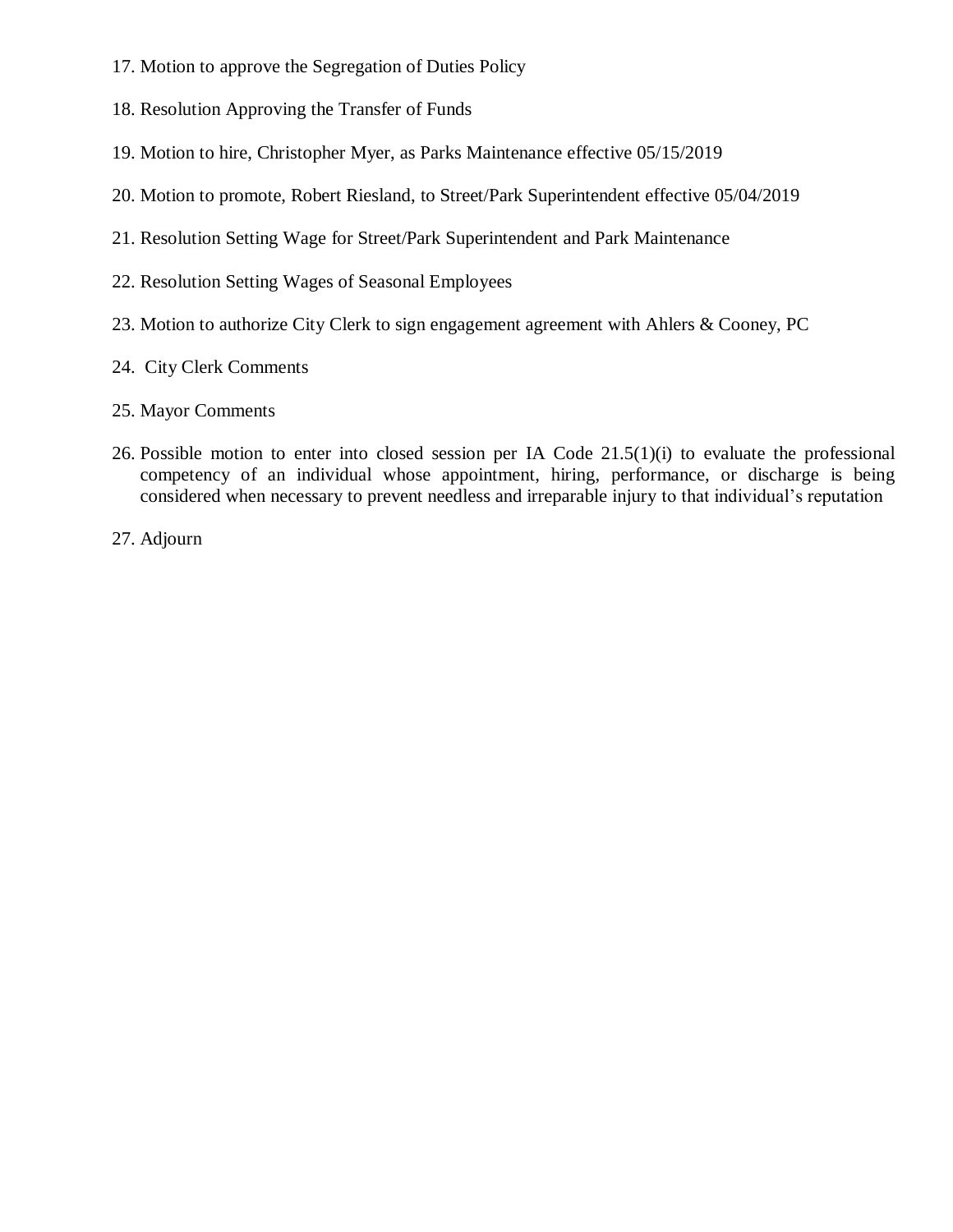17. Motion to approve the Segregation of Duties Policy
18. Resolution Approving the Transfer of Funds
19. Motion to hire, Christopher Myer, as Parks Maintenance effective 05/15/2019
20. Motion to promote, Robert Riesland, to Street/Park Superintendent effective 05/04/2019
21. Resolution Setting Wage for Street/Park Superintendent and Park Maintenance
22. Resolution Setting Wages of Seasonal Employees
23. Motion to authorize City Clerk to sign engagement agreement with Ahlers & Cooney, PC
24. City Clerk Comments
25. Mayor Comments
26. Possible motion to enter into closed session per IA Code 21.5(1)(i) to evaluate the professional competency of an individual whose appointment, hiring, performance, or discharge is being considered when necessary to prevent needless and irreparable injury to that individual's reputation
27. Adjourn